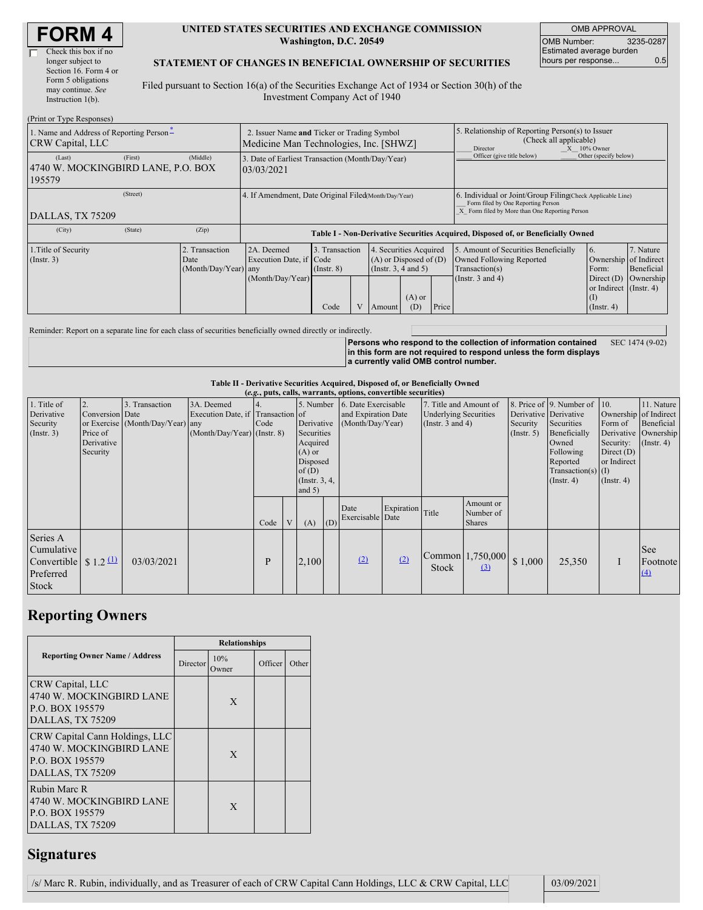# FORM 4

☐ Check this box if no longer subject to Section 16. Form 4 or Form 5 obligations may continue. *See* Instruction 1(b).

**UNITED STATES SECURITIES AND EXCHANGE COMMISSION**
**Washington, D.C. 20549**

**STATEMENT OF CHANGES IN BENEFICIAL OWNERSHIP OF SECURITIES**

Filed pursuant to Section 16(a) of the Securities Exchange Act of 1934 or Section 30(h) of the Investment Company Act of 1940

| OMB APPROVAL | |
|---|---|
| OMB Number: | 3235-0287 |
| Estimated average burden hours per response... | 0.5 |

(Print or Type Responses)

| 1. Name and Address of Reporting Person * | 2. Issuer Name **and** Ticker or Trading Symbol | 5. Relationship of Reporting Person(s) to Issuer (Check all applicable) |
|---|---|---|
| CRW Capital, LLC | Medicine Man Technologies, Inc. [SHWZ] | ___ Director __X__ 10% Owner ___ Officer (give title below) ___ Other (specify below) |
| (Last) (First) (Middle) 4740 W. MOCKINGBIRD LANE, P.O. BOX 195579 | 3. Date of Earliest Transaction (Month/Day/Year) 03/03/2021 | |
| (Street) DALLAS, TX 75209 | 4. If Amendment, Date Original Filed (Month/Day/Year) | 6. Individual or Joint/Group Filing (Check Applicable Line) ___ Form filed by One Reporting Person _X_ Form filed by More than One Reporting Person |
| (City) (State) (Zip) | | |

**Table I - Non-Derivative Securities Acquired, Disposed of, or Beneficially Owned**

| 1.Title of Security (Instr. 3) | 2. Transaction Date (Month/Day/Year) | 2A. Deemed Execution Date, if any (Month/Day/Year) | 3. Transaction Code (Instr. 8) | | 4. Securities Acquired (A) or Disposed of (D) (Instr. 3, 4 and 5) | | | 5. Amount of Securities Beneficially Owned Following Reported Transaction(s) (Instr. 3 and 4) | 6. Ownership Form: Direct (D) or Indirect (I) (Instr. 4) | 7. Nature of Indirect Beneficial Ownership (Instr. 4) |
|---|---|---|---|---|---|---|---|---|---|---|
| | | | Code | V | Amount | (A) or (D) | Price | | | |

Reminder: Report on a separate line for each class of securities beneficially owned directly or indirectly.

**Persons who respond to the collection of information contained in this form are not required to respond unless the form displays a currently valid OMB control number.** SEC 1474 (9-02)

**Table II - Derivative Securities Acquired, Disposed of, or Beneficially Owned**
***(e.g.*, puts, calls, warrants, options, convertible securities)**

| 1. Title of Derivative Security (Instr. 3) | 2. Conversion or Exercise Price of Derivative Security | 3. Transaction Date (Month/Day/Year) | 3A. Deemed Execution Date, if any (Month/Day/Year) | 4. Transaction Code (Instr. 8) | | 5. Number of Derivative Securities Acquired (A) or Disposed of (D) (Instr. 3, 4, and 5) | | 6. Date Exercisable and Expiration Date (Month/Day/Year) | | 7. Title and Amount of Underlying Securities (Instr. 3 and 4) | | 8. Price of Derivative Security (Instr. 5) | 9. Number of Derivative Securities Beneficially Owned Following Reported Transaction(s) (Instr. 4) | 10. Ownership Form of Derivative Security: Direct (D) or Indirect (I) (Instr. 4) | 11. Nature of Indirect Beneficial Ownership (Instr. 4) |
|---|---|---|---|---|---|---|---|---|---|---|---|---|---|---|---|
| | | | | Code | V | (A) | (D) | Date Exercisable | Expiration Date | Title | Amount or Number of Shares | | | | |
| Series A Cumulative Convertible Preferred Stock | $ 1.2 (1) | 03/03/2021 | | P | | 2,100 | | (2) | (2) | Common Stock | 1,750,000 (3) | $ 1,000 | 25,350 | I | See Footnote (4) |

## Reporting Owners

| Reporting Owner Name / Address | Relationships | | | |
|---|---|---|---|---|
| | Director | 10% Owner | Officer | Other |
| CRW Capital, LLC 4740 W. MOCKINGBIRD LANE P.O. BOX 195579 DALLAS, TX 75209 | | X | | |
| CRW Capital Cann Holdings, LLC 4740 W. MOCKINGBIRD LANE P.O. BOX 195579 DALLAS, TX 75209 | | X | | |
| Rubin Marc R 4740 W. MOCKINGBIRD LANE P.O. BOX 195579 DALLAS, TX 75209 | | X | | |

## Signatures

| /s/ Marc R. Rubin, individually, and as Treasurer of each of CRW Capital Cann Holdings, LLC & CRW Capital, LLC | 03/09/2021 |
|---|---|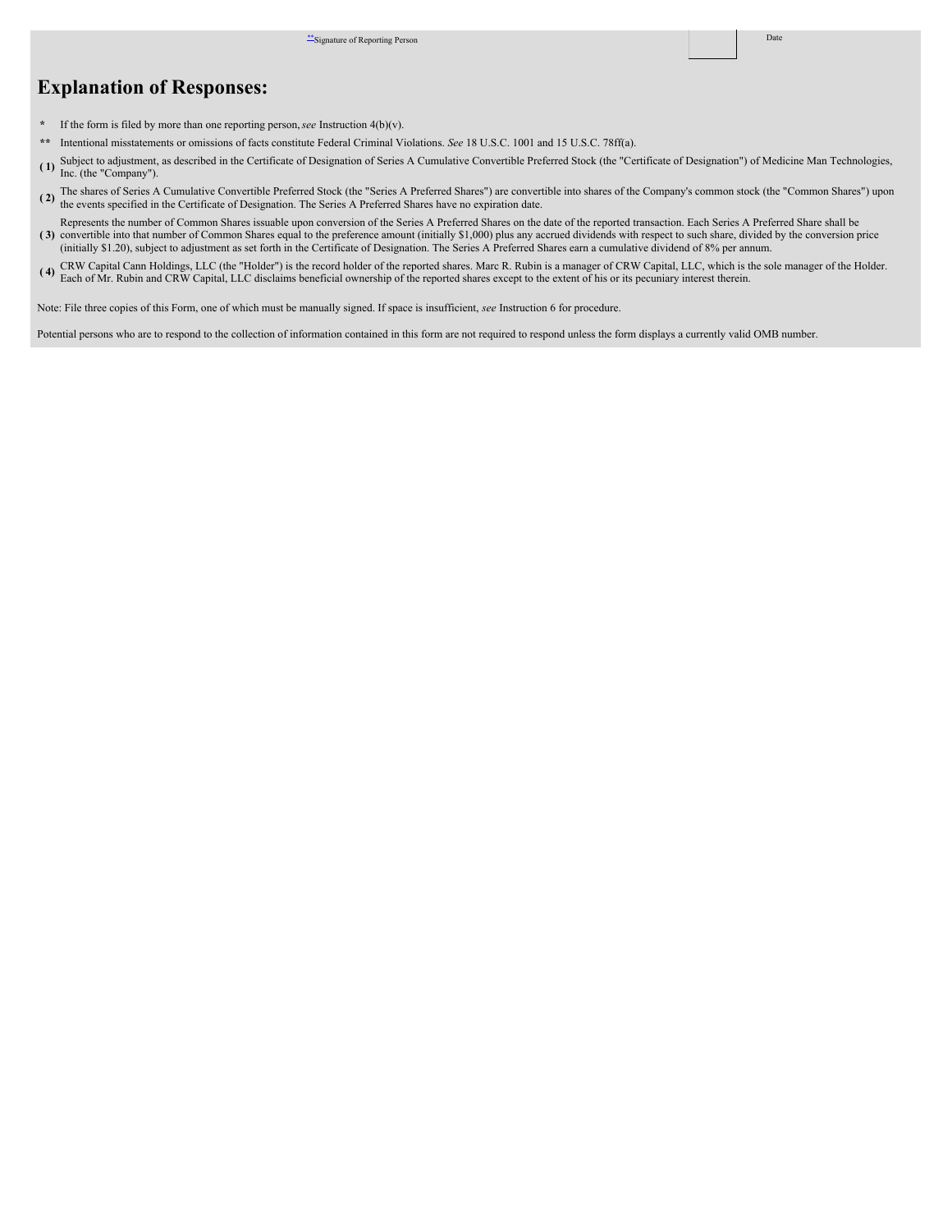**Signature of Reporting Person | Date

# Explanation of Responses:

- \* If the form is filed by more than one reporting person, *see* Instruction 4(b)(v).
- \*\* Intentional misstatements or omissions of facts constitute Federal Criminal Violations. *See* 18 U.S.C. 1001 and 15 U.S.C. 78ff(a).
- **(1)** Subject to adjustment, as described in the Certificate of Designation of Series A Cumulative Convertible Preferred Stock (the "Certificate of Designation") of Medicine Man Technologies, Inc. (the "Company").
- **(2)** The shares of Series A Cumulative Convertible Preferred Stock (the "Series A Preferred Shares") are convertible into shares of the Company's common stock (the "Common Shares") upon the events specified in the Certificate of Designation. The Series A Preferred Shares have no expiration date.
- **(3)** Represents the number of Common Shares issuable upon conversion of the Series A Preferred Shares on the date of the reported transaction. Each Series A Preferred Share shall be convertible into that number of Common Shares equal to the preference amount (initially $1,000) plus any accrued dividends with respect to such share, divided by the conversion price (initially $1.20), subject to adjustment as set forth in the Certificate of Designation. The Series A Preferred Shares earn a cumulative dividend of 8% per annum.
- **(4)** CRW Capital Cann Holdings, LLC (the "Holder") is the record holder of the reported shares. Marc R. Rubin is a manager of CRW Capital, LLC, which is the sole manager of the Holder. Each of Mr. Rubin and CRW Capital, LLC disclaims beneficial ownership of the reported shares except to the extent of his or its pecuniary interest therein.

Note: File three copies of this Form, one of which must be manually signed. If space is insufficient, *see* Instruction 6 for procedure.

Potential persons who are to respond to the collection of information contained in this form are not required to respond unless the form displays a currently valid OMB number.